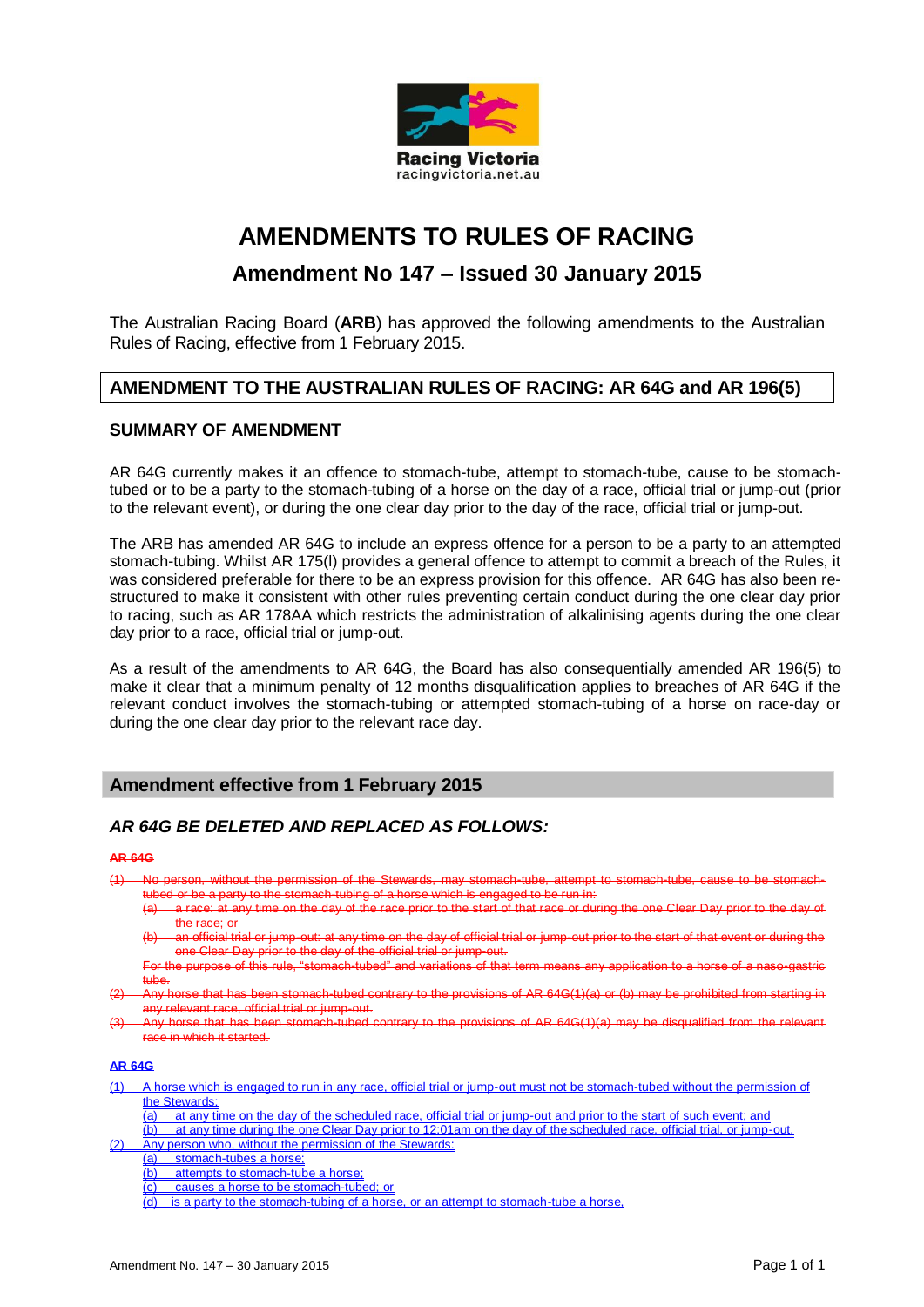Racing Victoria
racingvictoria.net.au

# AMENDMENTS TO RULES OF RACING

## Amendment No 147 – Issued 30 January 2015

The Australian Racing Board (**ARB**) has approved the following amendments to the Australian Rules of Racing, effective from 1 February 2015.

## AMENDMENT TO THE AUSTRALIAN RULES OF RACING: AR 64G and AR 196(5)

### SUMMARY OF AMENDMENT

AR 64G currently makes it an offence to stomach-tube, attempt to stomach-tube, cause to be stomach-tubed or to be a party to the stomach-tubing of a horse on the day of a race, official trial or jump-out (prior to the relevant event), or during the one clear day prior to the day of the race, official trial or jump-out.

The ARB has amended AR 64G to include an express offence for a person to be a party to an attempted stomach-tubing. Whilst AR 175(l) provides a general offence to attempt to commit a breach of the Rules, it was considered preferable for there to be an express provision for this offence. AR 64G has also been re-structured to make it consistent with other rules preventing certain conduct during the one clear day prior to racing, such as AR 178AA which restricts the administration of alkalinising agents during the one clear day prior to a race, official trial or jump-out.

As a result of the amendments to AR 64G, the Board has also consequentially amended AR 196(5) to make it clear that a minimum penalty of 12 months disqualification applies to breaches of AR 64G if the relevant conduct involves the stomach-tubing or attempted stomach-tubing of a horse on race-day or during the one clear day prior to the relevant race day.

## Amendment effective from 1 February 2015

### *AR 64G BE DELETED AND REPLACED AS FOLLOWS:*

~~**AR 64G**~~

~~(1) No person, without the permission of the Stewards, may stomach-tube, attempt to stomach-tube, cause to be stomach-tubed or be a party to the stomach-tubing of a horse which is engaged to be run in:~~
- ~~(a) a race: at any time on the day of the race prior to the start of that race or during the one Clear Day prior to the day of the race; or~~
- ~~(b) an official trial or jump-out: at any time on the day of official trial or jump-out prior to the start of that event or during the one Clear Day prior to the day of the official trial or jump-out.~~

~~For the purpose of this rule, "stomach-tubed" and variations of that term means any application to a horse of a naso-gastric tube.~~

~~(2) Any horse that has been stomach-tubed contrary to the provisions of AR 64G(1)(a) or (b) may be prohibited from starting in any relevant race, official trial or jump-out.~~

~~(3) Any horse that has been stomach-tubed contrary to the provisions of AR 64G(1)(a) may be disqualified from the relevant race in which it started.~~

**AR 64G**

(1) A horse which is engaged to run in any race, official trial or jump-out must not be stomach-tubed without the permission of the Stewards:
- (a) at any time on the day of the scheduled race, official trial or jump-out and prior to the start of such event; and
- (b) at any time during the one Clear Day prior to 12:01am on the day of the scheduled race, official trial, or jump-out.

(2) Any person who, without the permission of the Stewards:
- (a) stomach-tubes a horse;
- (b) attempts to stomach-tube a horse;
- (c) causes a horse to be stomach-tubed; or
- (d) is a party to the stomach-tubing of a horse, or an attempt to stomach-tube a horse,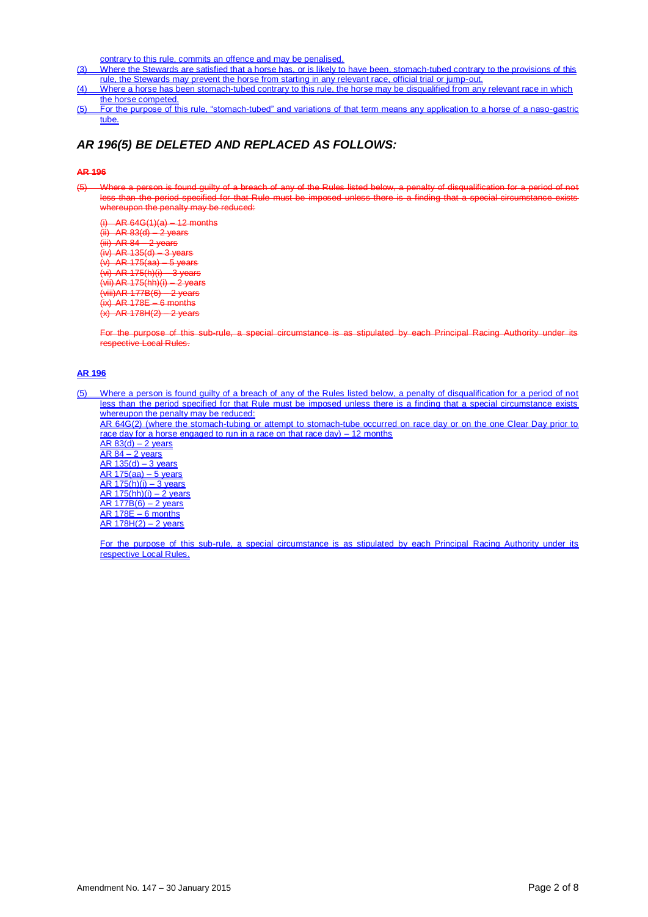contrary to this rule, commits an offence and may be penalised.

(3) Where the Stewards are satisfied that a horse has, or is likely to have been, stomach-tubed contrary to the provisions of this rule, the Stewards may prevent the horse from starting in any relevant race, official trial or jump-out.

(4) Where a horse has been stomach-tubed contrary to this rule, the horse may be disqualified from any relevant race in which the horse competed.

(5) For the purpose of this rule, "stomach-tubed" and variations of that term means any application to a horse of a naso-gastric tube.

## *AR 196(5) BE DELETED AND REPLACED AS FOLLOWS:*

~~**AR 196**~~

~~(5) Where a person is found guilty of a breach of any of the Rules listed below, a penalty of disqualification for a period of not less than the period specified for that Rule must be imposed unless there is a finding that a special circumstance exists whereupon the penalty may be reduced:~~

~~(i) AR 64G(1)(a) – 12 months~~
~~(ii) AR 83(d) – 2 years~~
~~(iii) AR 84 – 2 years~~
~~(iv) AR 135(d) – 3 years~~
~~(v) AR 175(aa) – 5 years~~
~~(vi) AR 175(h)(i) – 3 years~~
~~(vii) AR 175(hh)(i) – 2 years~~
~~(viii)AR 177B(6) – 2 years~~
~~(ix) AR 178E – 6 months~~
~~(x) AR 178H(2) – 2 years~~

~~For the purpose of this sub-rule, a special circumstance is as stipulated by each Principal Racing Authority under its respective Local Rules.~~

**AR 196**

(5) Where a person is found guilty of a breach of any of the Rules listed below, a penalty of disqualification for a period of not less than the period specified for that Rule must be imposed unless there is a finding that a special circumstance exists whereupon the penalty may be reduced:

AR 64G(2) (where the stomach-tubing or attempt to stomach-tube occurred on race day or on the one Clear Day prior to race day for a horse engaged to run in a race on that race day) – 12 months
AR 83(d) – 2 years
AR 84 – 2 years
AR 135(d) – 3 years
AR 175(aa) – 5 years
AR 175(h)(i) – 3 years
AR 175(hh)(i) – 2 years
AR 177B(6) – 2 years
AR 178E – 6 months
AR 178H(2) – 2 years

For the purpose of this sub-rule, a special circumstance is as stipulated by each Principal Racing Authority under its respective Local Rules.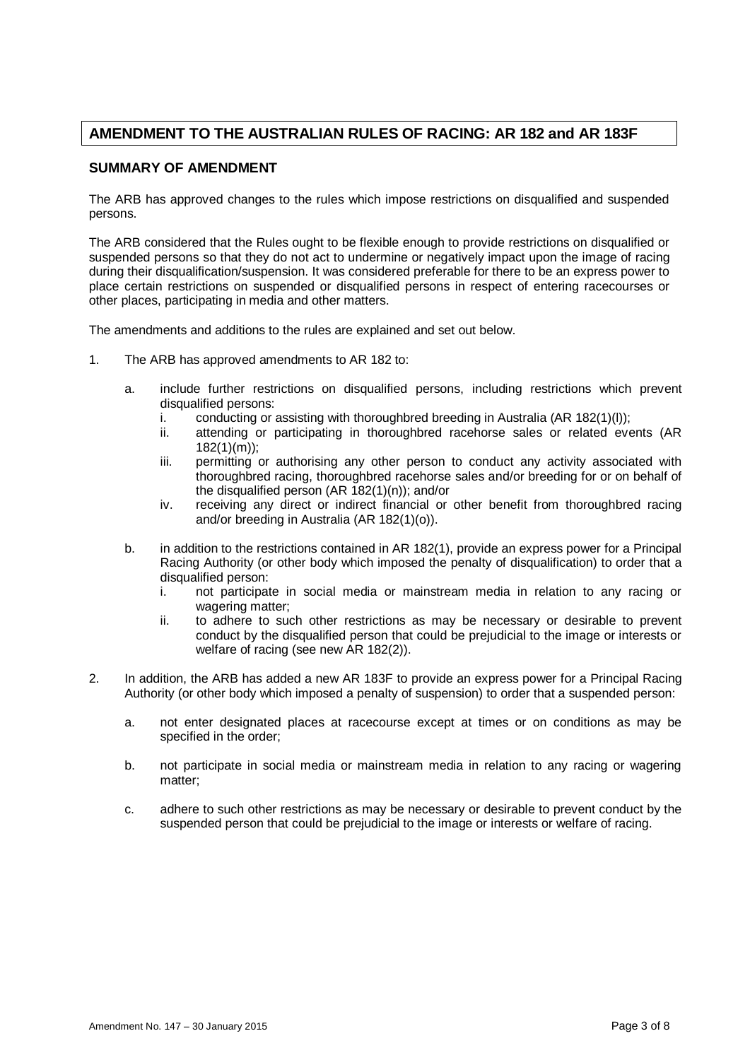# AMENDMENT TO THE AUSTRALIAN RULES OF RACING: AR 182 and AR 183F

## SUMMARY OF AMENDMENT

The ARB has approved changes to the rules which impose restrictions on disqualified and suspended persons.

The ARB considered that the Rules ought to be flexible enough to provide restrictions on disqualified or suspended persons so that they do not act to undermine or negatively impact upon the image of racing during their disqualification/suspension. It was considered preferable for there to be an express power to place certain restrictions on suspended or disqualified persons in respect of entering racecourses or other places, participating in media and other matters.

The amendments and additions to the rules are explained and set out below.

1. The ARB has approved amendments to AR 182 to:

    a. include further restrictions on disqualified persons, including restrictions which prevent disqualified persons:
        i. conducting or assisting with thoroughbred breeding in Australia (AR 182(1)(l));
        ii. attending or participating in thoroughbred racehorse sales or related events (AR 182(1)(m));
        iii. permitting or authorising any other person to conduct any activity associated with thoroughbred racing, thoroughbred racehorse sales and/or breeding for or on behalf of the disqualified person (AR 182(1)(n)); and/or
        iv. receiving any direct or indirect financial or other benefit from thoroughbred racing and/or breeding in Australia (AR 182(1)(o)).

    b. in addition to the restrictions contained in AR 182(1), provide an express power for a Principal Racing Authority (or other body which imposed the penalty of disqualification) to order that a disqualified person:
        i. not participate in social media or mainstream media in relation to any racing or wagering matter;
        ii. to adhere to such other restrictions as may be necessary or desirable to prevent conduct by the disqualified person that could be prejudicial to the image or interests or welfare of racing (see new AR 182(2)).

2. In addition, the ARB has added a new AR 183F to provide an express power for a Principal Racing Authority (or other body which imposed a penalty of suspension) to order that a suspended person:

    a. not enter designated places at racecourse except at times or on conditions as may be specified in the order;

    b. not participate in social media or mainstream media in relation to any racing or wagering matter;

    c. adhere to such other restrictions as may be necessary or desirable to prevent conduct by the suspended person that could be prejudicial to the image or interests or welfare of racing.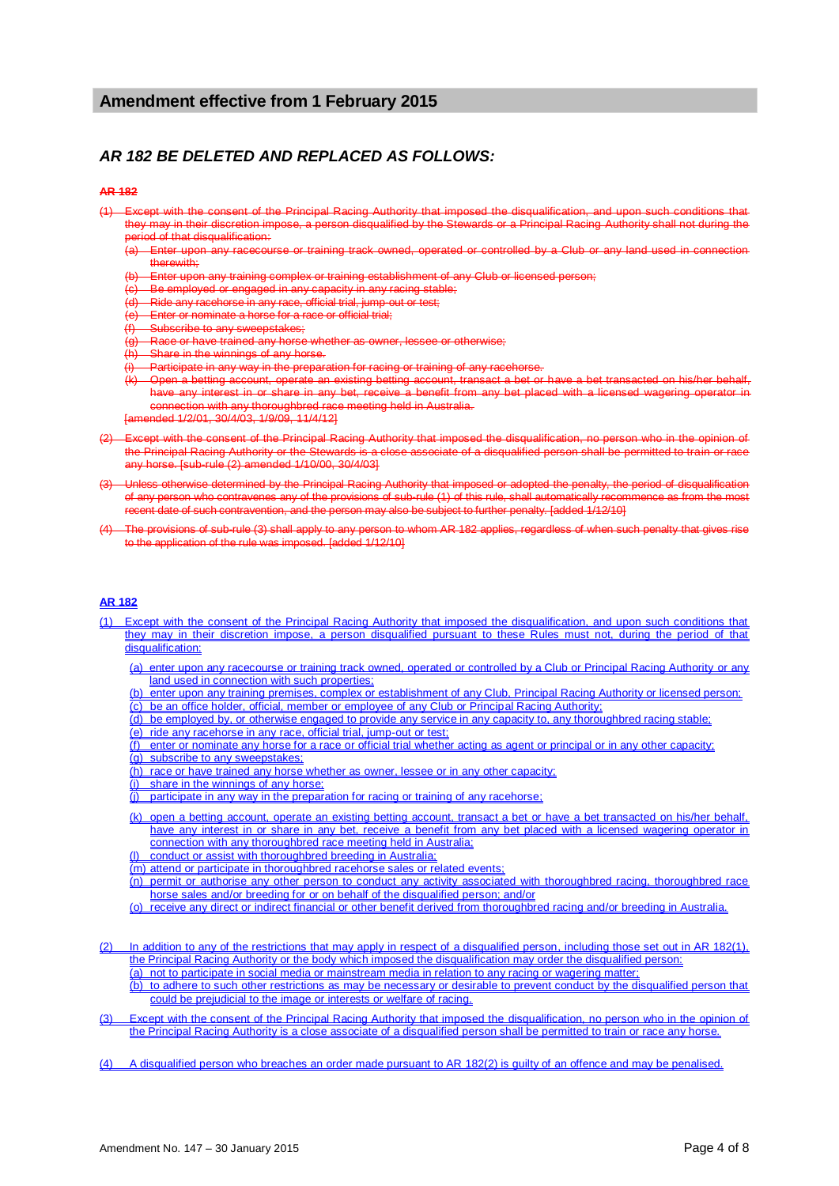## Amendment effective from 1 February 2015

### *AR 182 BE DELETED AND REPLACED AS FOLLOWS:*

~~**AR 182**~~

~~(1) Except with the consent of the Principal Racing Authority that imposed the disqualification, and upon such conditions that they may in their discretion impose, a person disqualified by the Stewards or a Principal Racing Authority shall not during the period of that disqualification:~~

~~(a) Enter upon any racecourse or training track owned, operated or controlled by a Club or any land used in connection therewith;~~

~~(b) Enter upon any training complex or training establishment of any Club or licensed person;~~

~~(c) Be employed or engaged in any capacity in any racing stable;~~

~~(d) Ride any racehorse in any race, official trial, jump-out or test;~~

~~(e) Enter or nominate a horse for a race or official trial;~~

~~(f) Subscribe to any sweepstakes;~~

~~(g) Race or have trained any horse whether as owner, lessee or otherwise;~~

~~(h) Share in the winnings of any horse.~~

~~(i) Participate in any way in the preparation for racing or training of any racehorse.~~

~~(k) Open a betting account, operate an existing betting account, transact a bet or have a bet transacted on his/her behalf, have any interest in or share in any bet, receive a benefit from any bet placed with a licensed wagering operator in connection with any thoroughbred race meeting held in Australia.~~

~~[amended 1/2/01, 30/4/03, 1/9/09, 11/4/12]~~

~~(2) Except with the consent of the Principal Racing Authority that imposed the disqualification, no person who in the opinion of the Principal Racing Authority or the Stewards is a close associate of a disqualified person shall be permitted to train or race any horse. [sub-rule (2) amended 1/10/00, 30/4/03]~~

~~(3) Unless otherwise determined by the Principal Racing Authority that imposed or adopted the penalty, the period of disqualification of any person who contravenes any of the provisions of sub-rule (1) of this rule, shall automatically recommence as from the most recent date of such contravention, and the person may also be subject to further penalty. [added 1/12/10]~~

~~(4) The provisions of sub-rule (3) shall apply to any person to whom AR 182 applies, regardless of when such penalty that gives rise to the application of the rule was imposed. [added 1/12/10]~~

**AR 182**

(1) Except with the consent of the Principal Racing Authority that imposed the disqualification, and upon such conditions that they may in their discretion impose, a person disqualified pursuant to these Rules must not, during the period of that disqualification:

(a) enter upon any racecourse or training track owned, operated or controlled by a Club or Principal Racing Authority or any land used in connection with such properties;

(b) enter upon any training premises, complex or establishment of any Club, Principal Racing Authority or licensed person;

(c) be an office holder, official, member or employee of any Club or Principal Racing Authority;

(d) be employed by, or otherwise engaged to provide any service in any capacity to, any thoroughbred racing stable;

(e) ride any racehorse in any race, official trial, jump-out or test;

(f) enter or nominate any horse for a race or official trial whether acting as agent or principal or in any other capacity;

(g) subscribe to any sweepstakes;

(h) race or have trained any horse whether as owner, lessee or in any other capacity;

(i) share in the winnings of any horse;

(j) participate in any way in the preparation for racing or training of any racehorse;

(k) open a betting account, operate an existing betting account, transact a bet or have a bet transacted on his/her behalf, have any interest in or share in any bet, receive a benefit from any bet placed with a licensed wagering operator in connection with any thoroughbred race meeting held in Australia;

(l) conduct or assist with thoroughbred breeding in Australia;

(m) attend or participate in thoroughbred racehorse sales or related events;

(n) permit or authorise any other person to conduct any activity associated with thoroughbred racing, thoroughbred race horse sales and/or breeding for or on behalf of the disqualified person; and/or

(o) receive any direct or indirect financial or other benefit derived from thoroughbred racing and/or breeding in Australia.

(2) In addition to any of the restrictions that may apply in respect of a disqualified person, including those set out in AR 182(1), the Principal Racing Authority or the body which imposed the disqualification may order the disqualified person:

(a) not to participate in social media or mainstream media in relation to any racing or wagering matter;

(b) to adhere to such other restrictions as may be necessary or desirable to prevent conduct by the disqualified person that could be prejudicial to the image or interests or welfare of racing.

(3) Except with the consent of the Principal Racing Authority that imposed the disqualification, no person who in the opinion of the Principal Racing Authority is a close associate of a disqualified person shall be permitted to train or race any horse.

(4) A disqualified person who breaches an order made pursuant to AR 182(2) is guilty of an offence and may be penalised.

Amendment No. 147 – 30 January 2015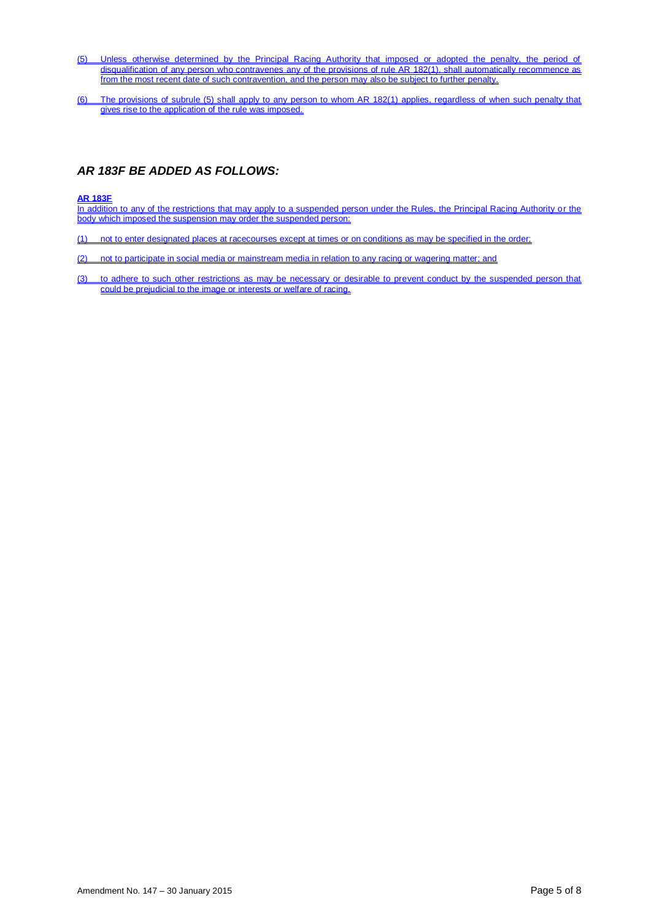(5) Unless otherwise determined by the Principal Racing Authority that imposed or adopted the penalty, the period of disqualification of any person who contravenes any of the provisions of rule AR 182(1), shall automatically recommence as from the most recent date of such contravention, and the person may also be subject to further penalty.

(6) The provisions of subrule (5) shall apply to any person to whom AR 182(1) applies, regardless of when such penalty that gives rise to the application of the rule was imposed.

## *AR 183F BE ADDED AS FOLLOWS:*

**AR 183F**

In addition to any of the restrictions that may apply to a suspended person under the Rules, the Principal Racing Authority or the body which imposed the suspension may order the suspended person:

(1) not to enter designated places at racecourses except at times or on conditions as may be specified in the order;

(2) not to participate in social media or mainstream media in relation to any racing or wagering matter; and

(3) to adhere to such other restrictions as may be necessary or desirable to prevent conduct by the suspended person that could be prejudicial to the image or interests or welfare of racing.

Amendment No. 147 – 30 January 2015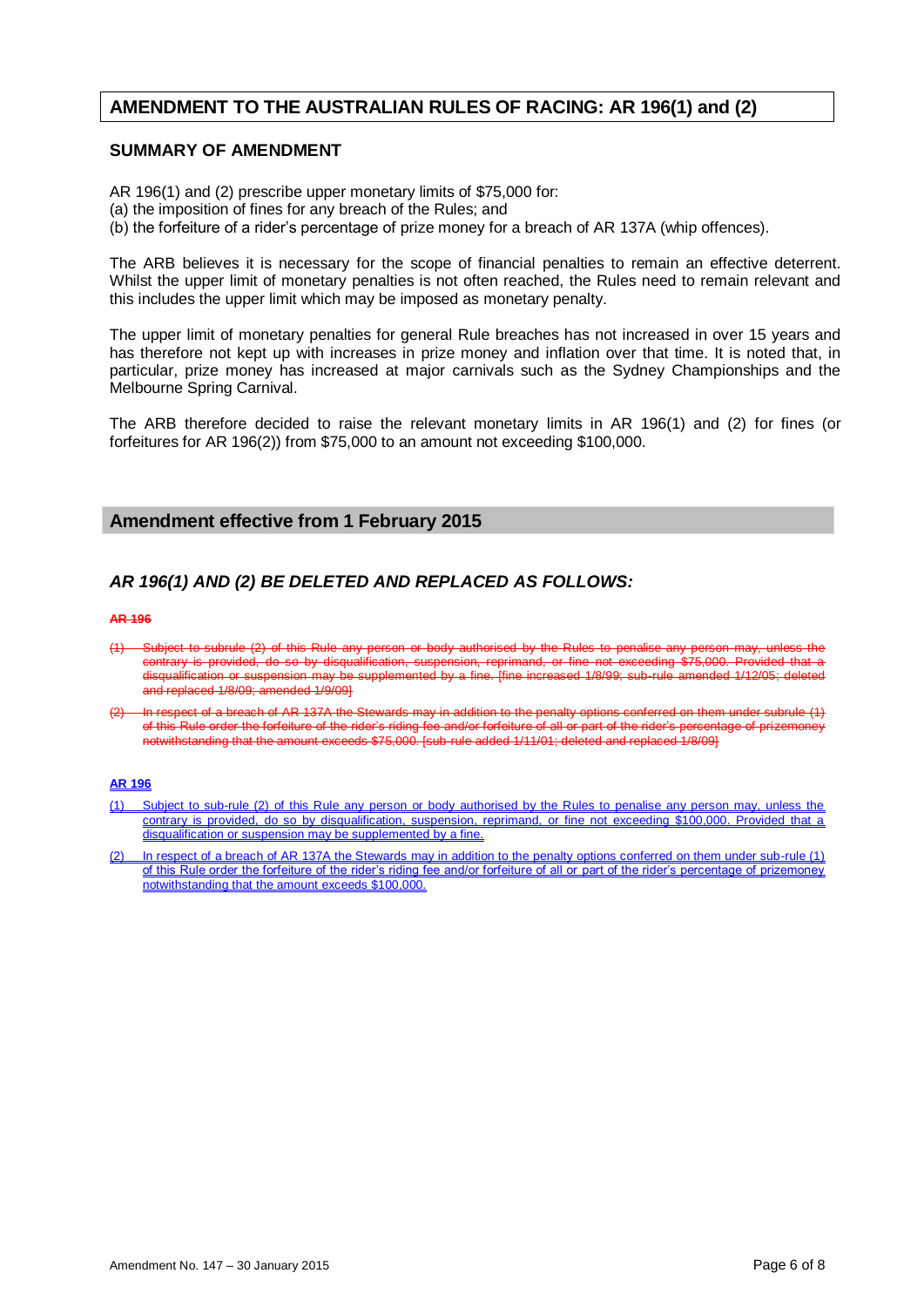## AMENDMENT TO THE AUSTRALIAN RULES OF RACING: AR 196(1) and (2)

### SUMMARY OF AMENDMENT

AR 196(1) and (2) prescribe upper monetary limits of $75,000 for:
(a) the imposition of fines for any breach of the Rules; and
(b) the forfeiture of a rider's percentage of prize money for a breach of AR 137A (whip offences).

The ARB believes it is necessary for the scope of financial penalties to remain an effective deterrent. Whilst the upper limit of monetary penalties is not often reached, the Rules need to remain relevant and this includes the upper limit which may be imposed as monetary penalty.

The upper limit of monetary penalties for general Rule breaches has not increased in over 15 years and has therefore not kept up with increases in prize money and inflation over that time. It is noted that, in particular, prize money has increased at major carnivals such as the Sydney Championships and the Melbourne Spring Carnival.

The ARB therefore decided to raise the relevant monetary limits in AR 196(1) and (2) for fines (or forfeitures for AR 196(2)) from $75,000 to an amount not exceeding $100,000.

### Amendment effective from 1 February 2015

### *AR 196(1) AND (2) BE DELETED AND REPLACED AS FOLLOWS:*

~~**AR 196**~~

~~(1) Subject to subrule (2) of this Rule any person or body authorised by the Rules to penalise any person may, unless the contrary is provided, do so by disqualification, suspension, reprimand, or fine not exceeding $75,000. Provided that a disqualification or suspension may be supplemented by a fine. [fine increased 1/8/99; sub-rule amended 1/12/05; deleted and replaced 1/8/09; amended 1/9/09]~~

~~(2) In respect of a breach of AR 137A the Stewards may in addition to the penalty options conferred on them under subrule (1) of this Rule order the forfeiture of the rider's riding fee and/or forfeiture of all or part of the rider's percentage of prizemoney notwithstanding that the amount exceeds $75,000. [sub-rule added 1/11/01; deleted and replaced 1/8/09]~~

**AR 196**

(1) Subject to sub-rule (2) of this Rule any person or body authorised by the Rules to penalise any person may, unless the contrary is provided, do so by disqualification, suspension, reprimand, or fine not exceeding $100,000. Provided that a disqualification or suspension may be supplemented by a fine.

(2) In respect of a breach of AR 137A the Stewards may in addition to the penalty options conferred on them under sub-rule (1) of this Rule order the forfeiture of the rider's riding fee and/or forfeiture of all or part of the rider's percentage of prizemoney notwithstanding that the amount exceeds $100,000.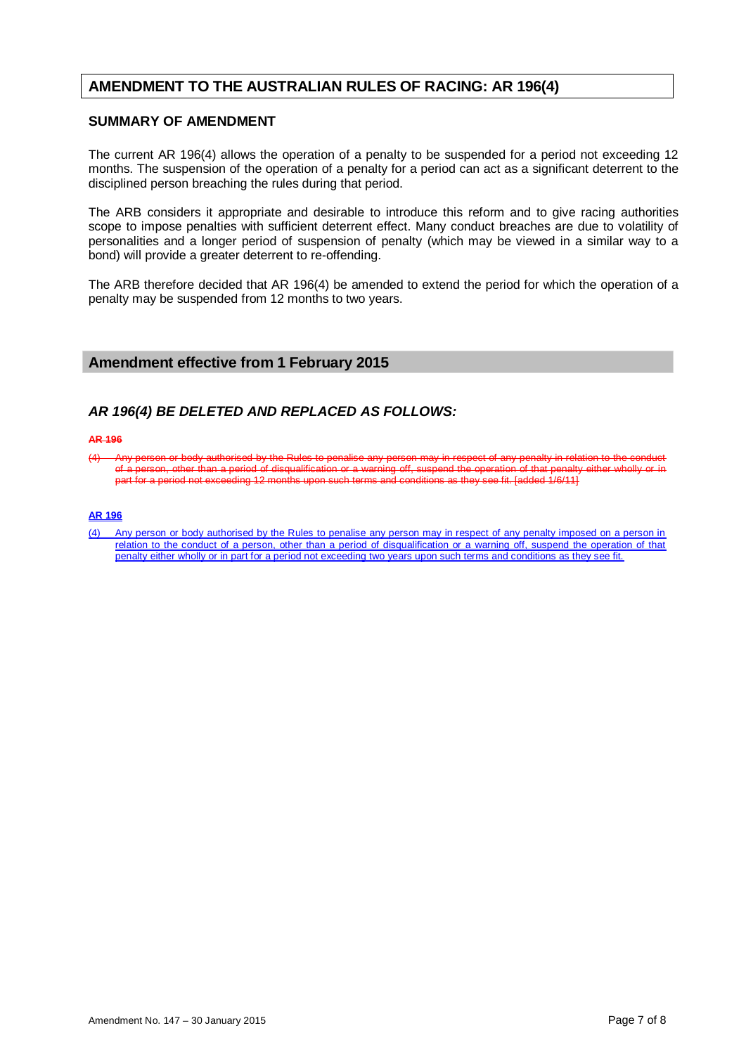## AMENDMENT TO THE AUSTRALIAN RULES OF RACING: AR 196(4)

### SUMMARY OF AMENDMENT

The current AR 196(4) allows the operation of a penalty to be suspended for a period not exceeding 12 months. The suspension of the operation of a penalty for a period can act as a significant deterrent to the disciplined person breaching the rules during that period.

The ARB considers it appropriate and desirable to introduce this reform and to give racing authorities scope to impose penalties with sufficient deterrent effect. Many conduct breaches are due to volatility of personalities and a longer period of suspension of penalty (which may be viewed in a similar way to a bond) will provide a greater deterrent to re-offending.

The ARB therefore decided that AR 196(4) be amended to extend the period for which the operation of a penalty may be suspended from 12 months to two years.

### Amendment effective from 1 February 2015

### *AR 196(4) BE DELETED AND REPLACED AS FOLLOWS:*

~~**AR 196**~~

~~(4) Any person or body authorised by the Rules to penalise any person may in respect of any penalty in relation to the conduct of a person, other than a period of disqualification or a warning off, suspend the operation of that penalty either wholly or in part for a period not exceeding 12 months upon such terms and conditions as they see fit. [added 1/6/11]~~

<u>**AR 196**</u>

<u>(4) Any person or body authorised by the Rules to penalise any person may in respect of any penalty imposed on a person in relation to the conduct of a person, other than a period of disqualification or a warning off, suspend the operation of that penalty either wholly or in part for a period not exceeding two years upon such terms and conditions as they see fit.</u>

Amendment No. 147 – 30 January 2015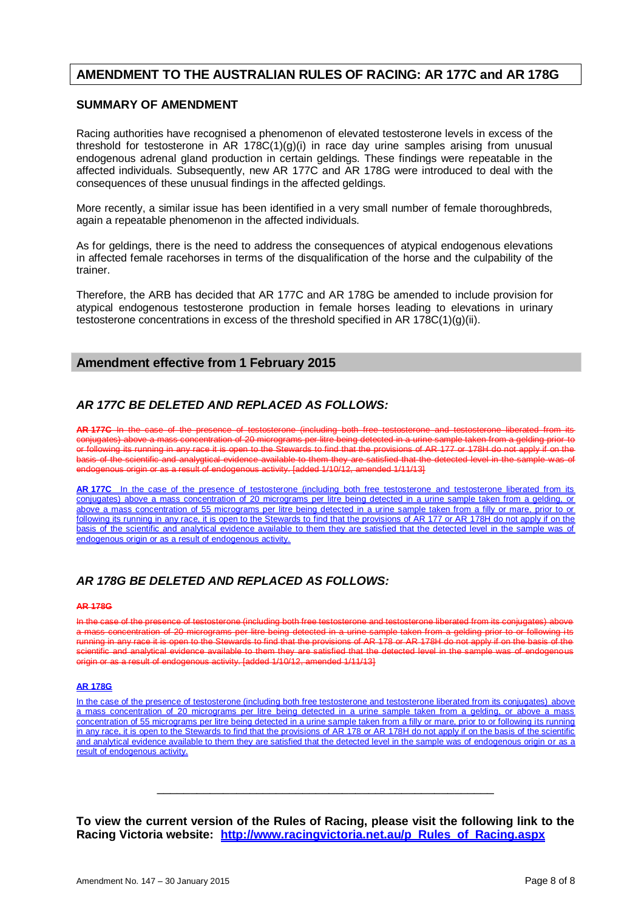## AMENDMENT TO THE AUSTRALIAN RULES OF RACING: AR 177C and AR 178G

### SUMMARY OF AMENDMENT

Racing authorities have recognised a phenomenon of elevated testosterone levels in excess of the threshold for testosterone in AR 178C(1)(g)(i) in race day urine samples arising from unusual endogenous adrenal gland production in certain geldings. These findings were repeatable in the affected individuals. Subsequently, new AR 177C and AR 178G were introduced to deal with the consequences of these unusual findings in the affected geldings.

More recently, a similar issue has been identified in a very small number of female thoroughbreds, again a repeatable phenomenon in the affected individuals.

As for geldings, there is the need to address the consequences of atypical endogenous elevations in affected female racehorses in terms of the disqualification of the horse and the culpability of the trainer.

Therefore, the ARB has decided that AR 177C and AR 178G be amended to include provision for atypical endogenous testosterone production in female horses leading to elevations in urinary testosterone concentrations in excess of the threshold specified in AR 178C(1)(g)(ii).

### Amendment effective from 1 February 2015

### *AR 177C BE DELETED AND REPLACED AS FOLLOWS:*

~~**AR 177C** In the case of the presence of testosterone (including both free testosterone and testosterone liberated from its conjugates) above a mass concentration of 20 micrograms per litre being detected in a urine sample taken from a gelding prior to or following its running in any race it is open to the Stewards to find that the provisions of AR 177 or 178H do not apply if on the basis of the scientific and analygtical evidence available to them they are satisfied that the detected level in the sample was of endogenous origin or as a result of endogenous activity. [added 1/10/12, amended 1/11/13]~~

<u>**AR 177C** In the case of the presence of testosterone (including both free testosterone and testosterone liberated from its conjugates) above a mass concentration of 20 micrograms per litre being detected in a urine sample taken from a gelding, or above a mass concentration of 55 micrograms per litre being detected in a urine sample taken from a filly or mare, prior to or following its running in any race, it is open to the Stewards to find that the provisions of AR 177 or AR 178H do not apply if on the basis of the scientific and analytical evidence available to them they are satisfied that the detected level in the sample was of endogenous origin or as a result of endogenous activity.</u>

### *AR 178G BE DELETED AND REPLACED AS FOLLOWS:*

~~**AR 178G**~~

~~In the case of the presence of testosterone (including both free testosterone and testosterone liberated from its conjugates) above a mass concentration of 20 micrograms per litre being detected in a urine sample taken from a gelding prior to or following its running in any race it is open to the Stewards to find that the provisions of AR 178 or AR 178H do not apply if on the basis of the scientific and analytical evidence available to them they are satisfied that the detected level in the sample was of endogenous origin or as a result of endogenous activity. [added 1/10/12, amended 1/11/13]~~

<u>**AR 178G**</u>

<u>In the case of the presence of testosterone (including both free testosterone and testosterone liberated from its conjugates) above a mass concentration of 20 micrograms per litre being detected in a urine sample taken from a gelding, or above a mass concentration of 55 micrograms per litre being detected in a urine sample taken from a filly or mare, prior to or following its running in any race, it is open to the Stewards to find that the provisions of AR 178 or AR 178H do not apply if on the basis of the scientific and analytical evidence available to them they are satisfied that the detected level in the sample was of endogenous origin or as a result of endogenous activity.</u>

---

**To view the current version of the Rules of Racing, please visit the following link to the Racing Victoria website: [http://www.racingvictoria.net.au/p_Rules_of_Racing.aspx](http://www.racingvictoria.net.au/p_Rules_of_Racing.aspx)**

Amendment No. 147 – 30 January 2015